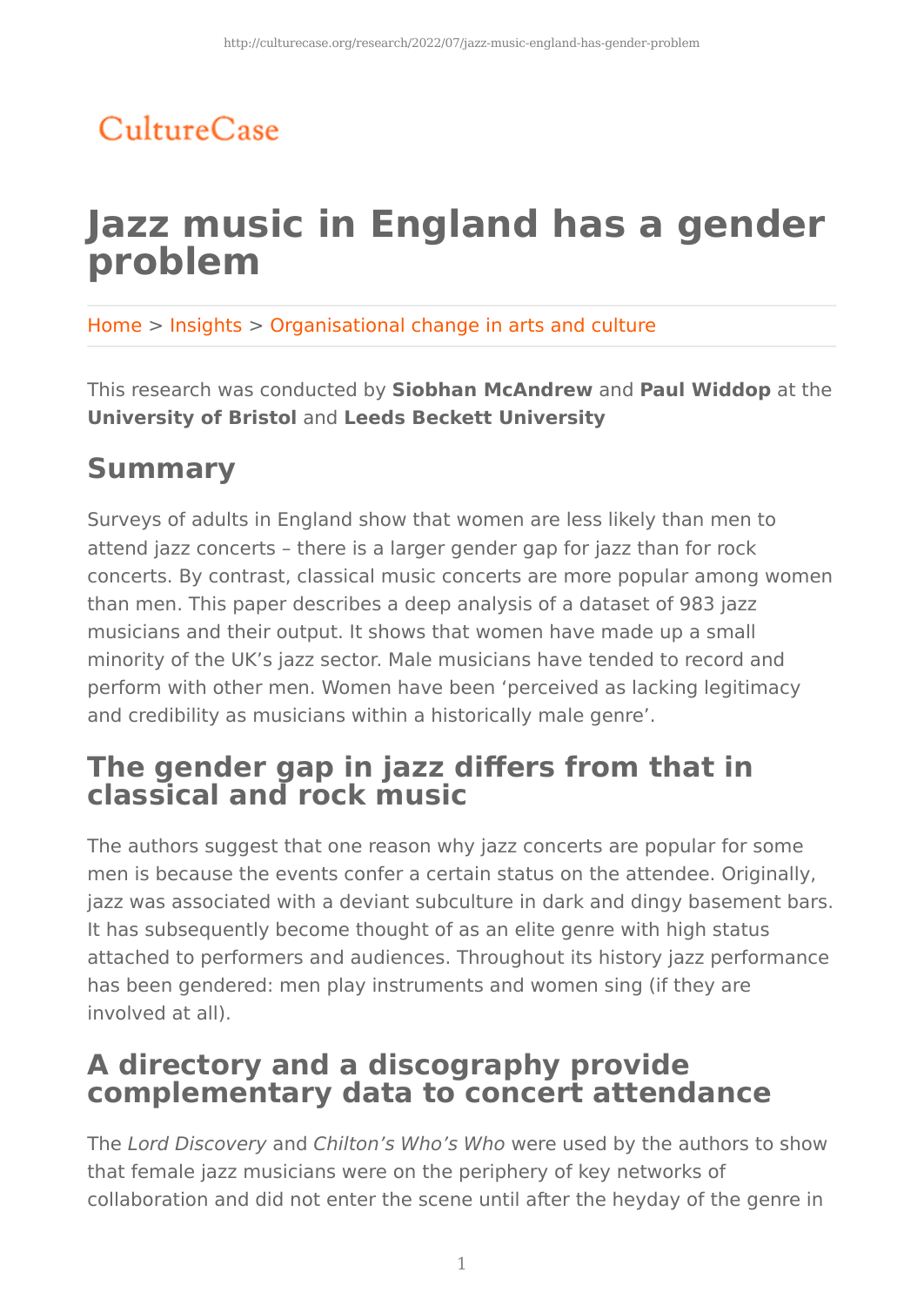CultureCase

# Jazz music in England has a gender problem

Home > Insights > Organisational change in arts and culture

This research was conducted by **Siobhan McAndrew** and **Paul Widdop** at the **University of Bristol** and **Leeds Beckett University**

## Summary

Surveys of adults in England show that women are less likely than men to attend jazz concerts – there is a larger gender gap for jazz than for rock concerts. By contrast, classical music concerts are more popular among women than men. This paper describes a deep analysis of a dataset of 983 jazz musicians and their output. It shows that women have made up a small minority of the UK's jazz sector. Male musicians have tended to record and perform with other men. Women have been 'perceived as lacking legitimacy and credibility as musicians within a historically male genre'.

## The gender gap in jazz differs from that in classical and rock music

The authors suggest that one reason why jazz concerts are popular for some men is because the events confer a certain status on the attendee. Originally, jazz was associated with a deviant subculture in dark and dingy basement bars. It has subsequently become thought of as an elite genre with high status attached to performers and audiences. Throughout its history jazz performance has been gendered: men play instruments and women sing (if they are involved at all).

## A directory and a discography provide complementary data to concert attendance

The *Lord Discovery* and *Chilton's Who's Who* were used by the authors to show that female jazz musicians were on the periphery of key networks of collaboration and did not enter the scene until after the heyday of the genre in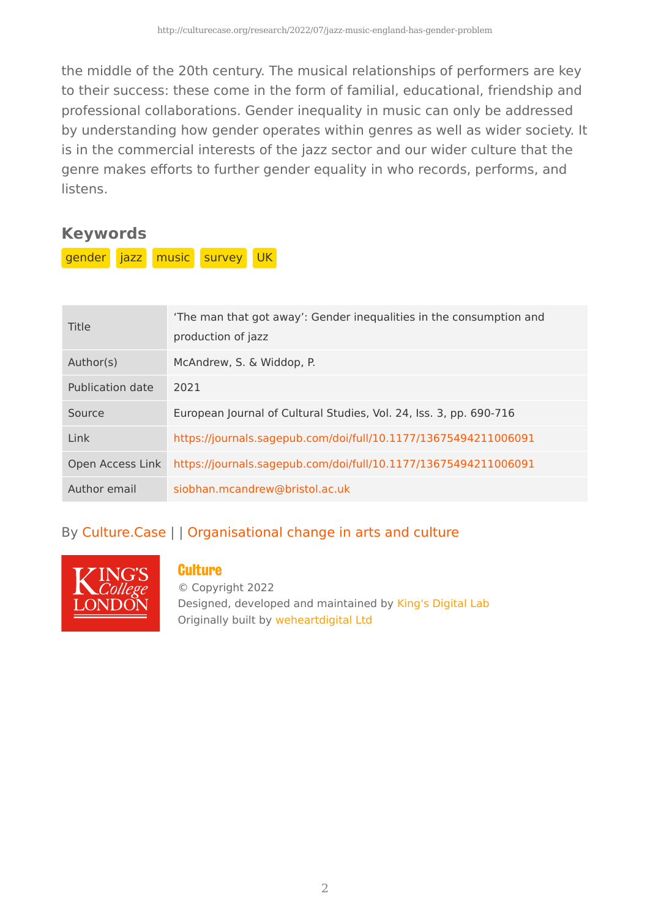the middle of the 20th century. The musical relationships of performers are key to their success: these come in the form of familial, educational, friendship and professional collaborations. Gender inequality in music can only be addressed by understanding how gender operates within genres as well as wider society. It is in the commercial interests of the jazz sector and our wider culture that the genre makes efforts to further gender equality in who records, performs, and listens.

## Keywords

gender jazz music survey UK

| | |
|---|---|
| Title | 'The man that got away': Gender inequalities in the consumption and production of jazz |
| Author(s) | McAndrew, S. & Widdop, P. |
| Publication date | 2021 |
| Source | European Journal of Cultural Studies, Vol. 24, Iss. 3, pp. 690-716 |
| Link | https://journals.sagepub.com/doi/full/10.1177/13675494211006091 |
| Open Access Link | https://journals.sagepub.com/doi/full/10.1177/13675494211006091 |
| Author email | siobhan.mcandrew@bristol.ac.uk |

By Culture.Case | | Organisational change in arts and culture

KING'S College LONDON

**Culture**
© Copyright 2022
Designed, developed and maintained by King's Digital Lab
Originally built by weheartdigital Ltd